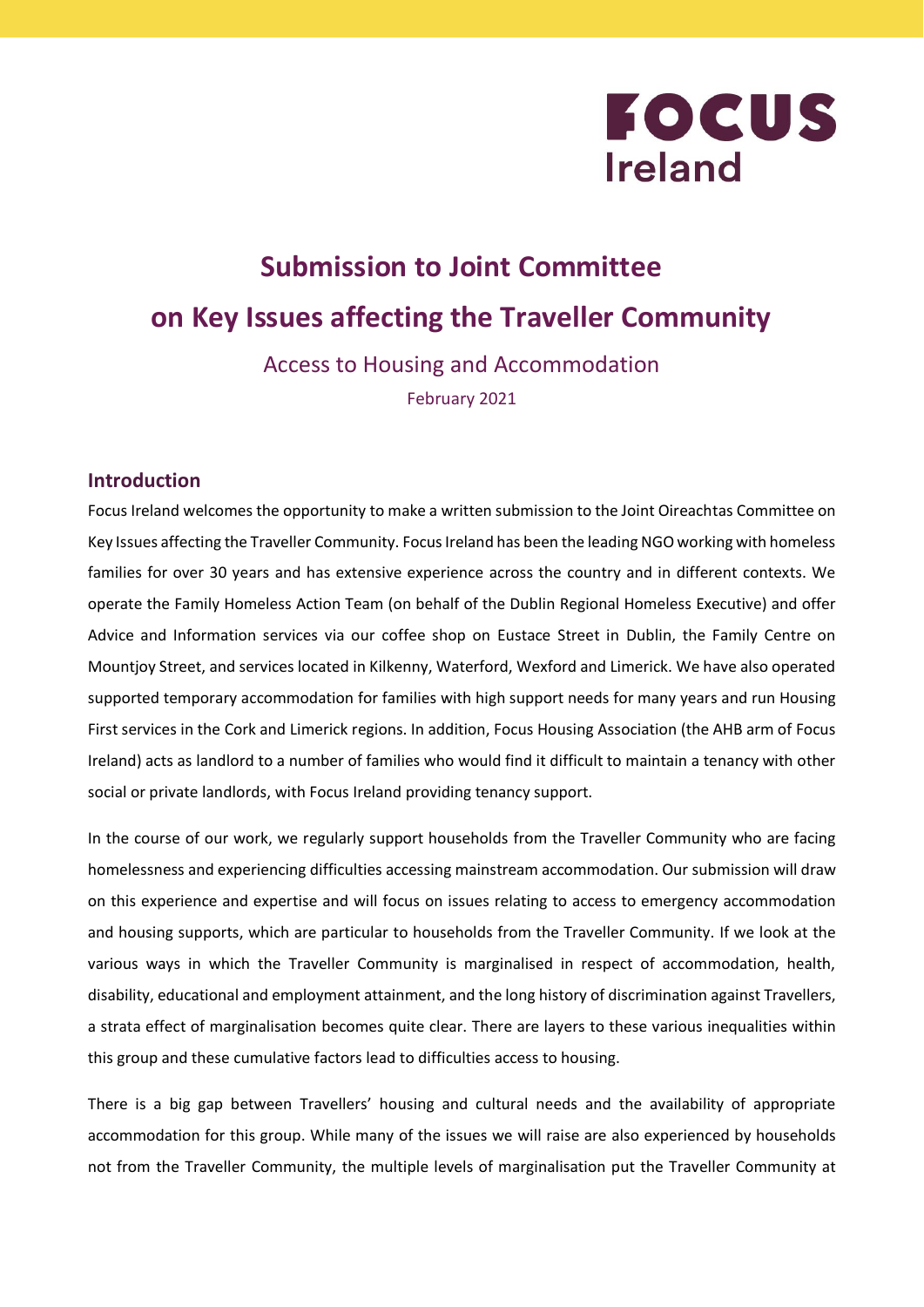# Submission to Joint Committee on Key Issues affecting the Traveller Community

Access to Housing and Accommodation

February 2021

## Introduction

Focus Ireland welcomes the opportunity to make a written submission to the Joint Oireachtas Committee on Key Issues affecting the Traveller Community. Focus Ireland has been the leading NGO working with homeless families for over 30 years and has extensive experience across the country and in different contexts. We operate the Family Homeless Action Team (on behalf of the Dublin Regional Homeless Executive) and offer Advice and Information services via our coffee shop on Eustace Street in Dublin, the Family Centre on Mountjoy Street, and services located in Kilkenny, Waterford, Wexford and Limerick. We have also operated supported temporary accommodation for families with high support needs for many years and run Housing First services in the Cork and Limerick regions. In addition, Focus Housing Association (the AHB arm of Focus Ireland) acts as landlord to a number of families who would find it difficult to maintain a tenancy with other social or private landlords, with Focus Ireland providing tenancy support.

In the course of our work, we regularly support households from the Traveller Community who are facing homelessness and experiencing difficulties accessing mainstream accommodation. Our submission will draw on this experience and expertise and will focus on issues relating to access to emergency accommodation and housing supports, which are particular to households from the Traveller Community. If we look at the various ways in which the Traveller Community is marginalised in respect of accommodation, health, disability, educational and employment attainment, and the long history of discrimination against Travellers, a strata effect of marginalisation becomes quite clear. There are layers to these various inequalities within this group and these cumulative factors lead to difficulties access to housing.

There is a big gap between Travellers' housing and cultural needs and the availability of appropriate accommodation for this group. While many of the issues we will raise are also experienced by households not from the Traveller Community, the multiple levels of marginalisation put the Traveller Community at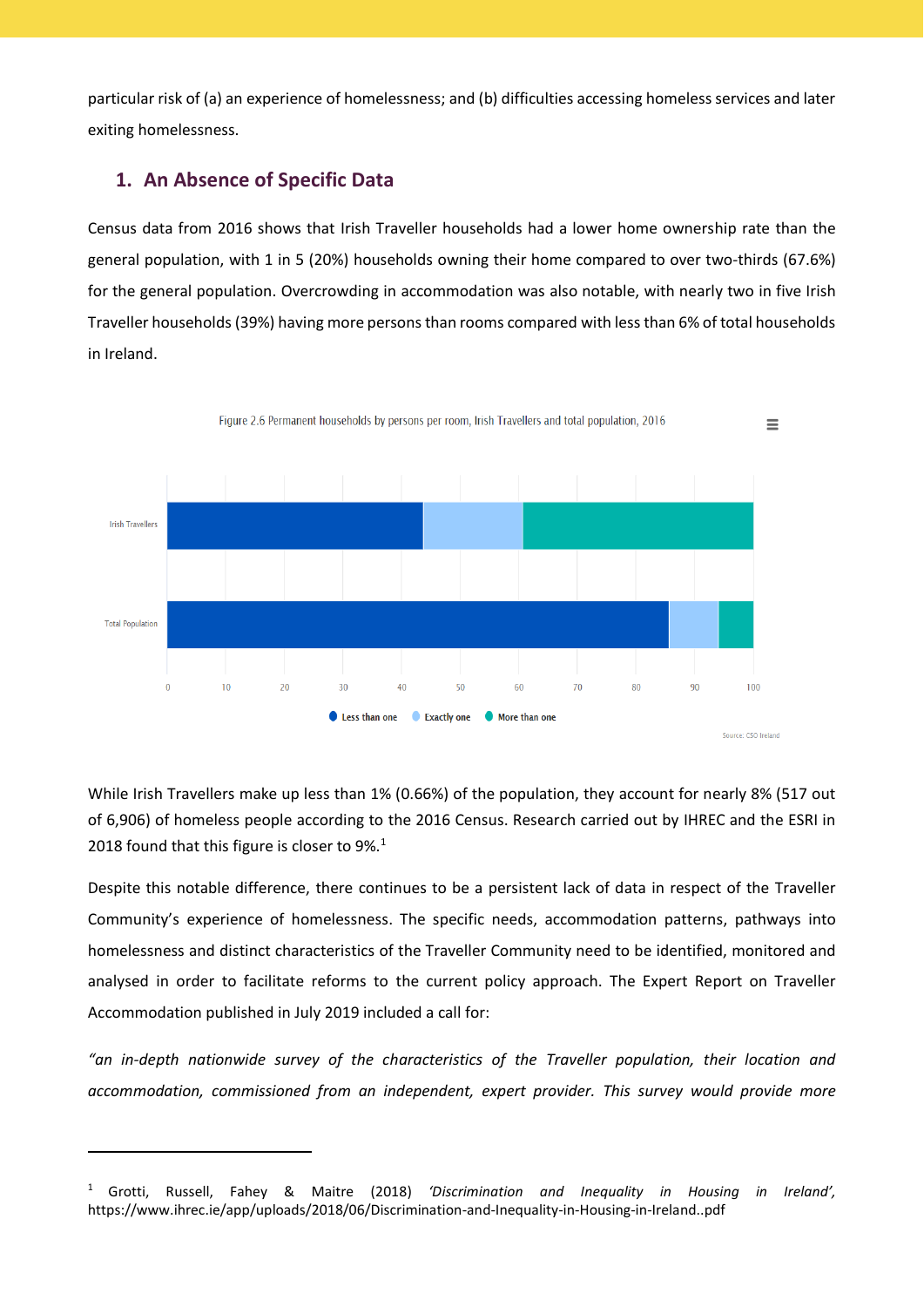particular risk of (a) an experience of homelessness; and (b) difficulties accessing homeless services and later exiting homelessness.

## 1. An Absence of Specific Data

Census data from 2016 shows that Irish Traveller households had a lower home ownership rate than the general population, with 1 in 5 (20%) households owning their home compared to over two-thirds (67.6%) for the general population. Overcrowding in accommodation was also notable, with nearly two in five Irish Traveller households (39%) having more persons than rooms compared with less than 6% of total households in Ireland.

Figure 2.6 Permanent households by persons per room, Irish Travellers and total population, 2016

Irish Travellers

Total Population

0 10 20 30 40 50 60 70 80 90 100

Less than one   Exactly one   More than one

Source: CSO Ireland

While Irish Travellers make up less than 1% (0.66%) of the population, they account for nearly 8% (517 out of 6,906) of homeless people according to the 2016 Census. Research carried out by IHREC and the ESRI in 2018 found that this figure is closer to 9%.[1]

Despite this notable difference, there continues to be a persistent lack of data in respect of the Traveller Community's experience of homelessness. The specific needs, accommodation patterns, pathways into homelessness and distinct characteristics of the Traveller Community need to be identified, monitored and analysed in order to facilitate reforms to the current policy approach. The Expert Report on Traveller Accommodation published in July 2019 included a call for:

*"an in-depth nationwide survey of the characteristics of the Traveller population, their location and accommodation, commissioned from an independent, expert provider. This survey would provide more*

---

[1] Grotti, Russell, Fahey & Maitre (2018) *'Discrimination and Inequality in Housing in Ireland'*, https://www.ihrec.ie/app/uploads/2018/06/Discrimination-and-Inequality-in-Housing-in-Ireland..pdf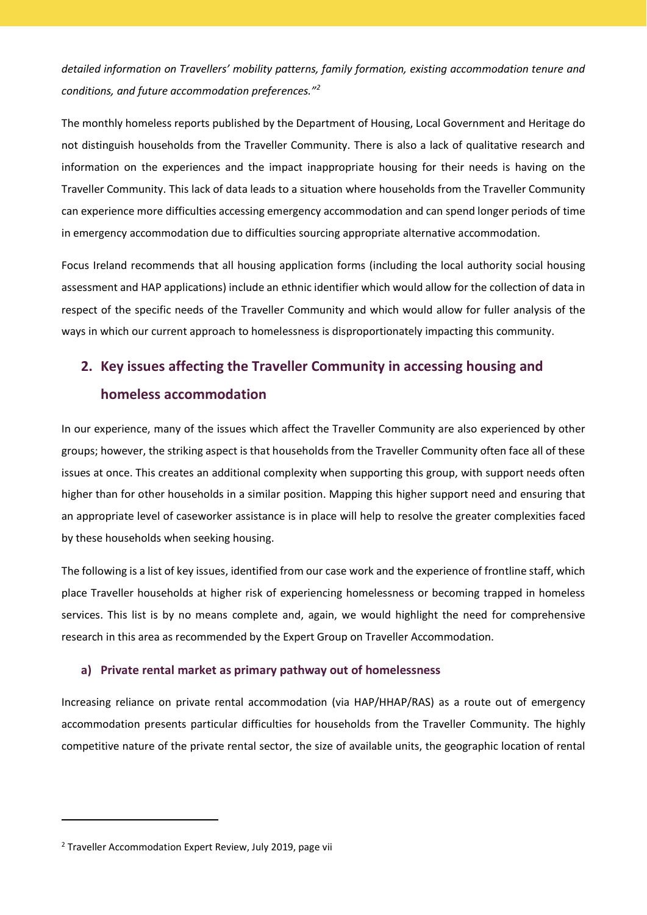*detailed information on Travellers' mobility patterns, family formation, existing accommodation tenure and conditions, and future accommodation preferences."*[2]

The monthly homeless reports published by the Department of Housing, Local Government and Heritage do not distinguish households from the Traveller Community. There is also a lack of qualitative research and information on the experiences and the impact inappropriate housing for their needs is having on the Traveller Community. This lack of data leads to a situation where households from the Traveller Community can experience more difficulties accessing emergency accommodation and can spend longer periods of time in emergency accommodation due to difficulties sourcing appropriate alternative accommodation.

Focus Ireland recommends that all housing application forms (including the local authority social housing assessment and HAP applications) include an ethnic identifier which would allow for the collection of data in respect of the specific needs of the Traveller Community and which would allow for fuller analysis of the ways in which our current approach to homelessness is disproportionately impacting this community.

## 2. Key issues affecting the Traveller Community in accessing housing and homeless accommodation

In our experience, many of the issues which affect the Traveller Community are also experienced by other groups; however, the striking aspect is that households from the Traveller Community often face all of these issues at once. This creates an additional complexity when supporting this group, with support needs often higher than for other households in a similar position. Mapping this higher support need and ensuring that an appropriate level of caseworker assistance is in place will help to resolve the greater complexities faced by these households when seeking housing.

The following is a list of key issues, identified from our case work and the experience of frontline staff, which place Traveller households at higher risk of experiencing homelessness or becoming trapped in homeless services. This list is by no means complete and, again, we would highlight the need for comprehensive research in this area as recommended by the Expert Group on Traveller Accommodation.

### a) Private rental market as primary pathway out of homelessness

Increasing reliance on private rental accommodation (via HAP/HHAP/RAS) as a route out of emergency accommodation presents particular difficulties for households from the Traveller Community. The highly competitive nature of the private rental sector, the size of available units, the geographic location of rental

---

[2] Traveller Accommodation Expert Review, July 2019, page vii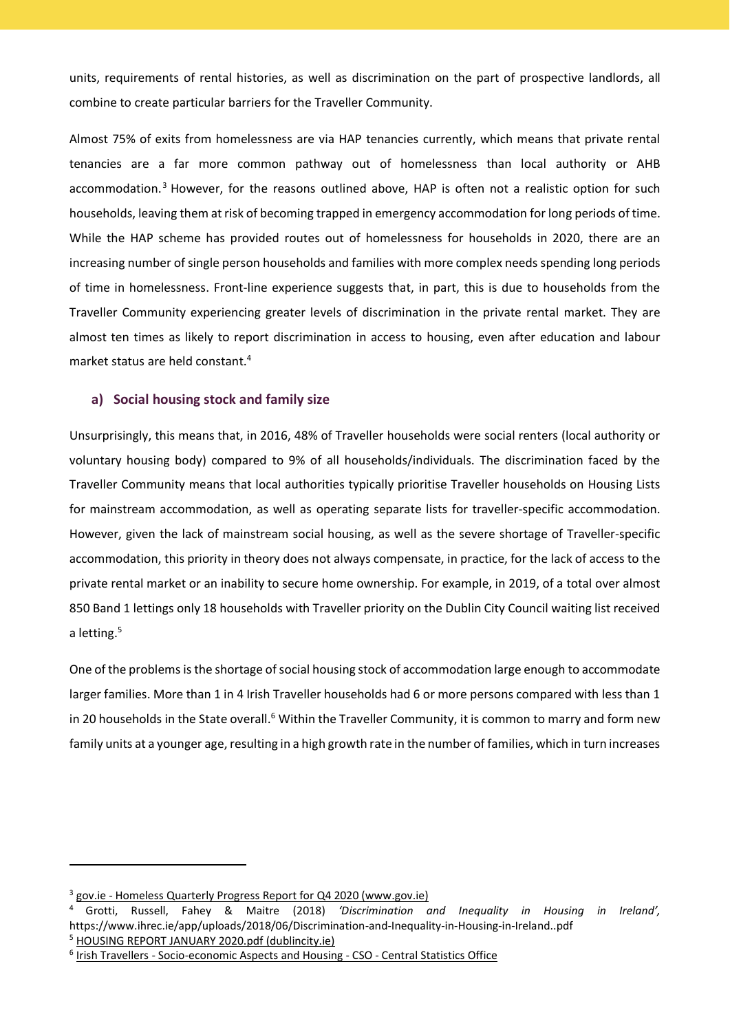units, requirements of rental histories, as well as discrimination on the part of prospective landlords, all combine to create particular barriers for the Traveller Community.

Almost 75% of exits from homelessness are via HAP tenancies currently, which means that private rental tenancies are a far more common pathway out of homelessness than local authority or AHB accommodation.[3] However, for the reasons outlined above, HAP is often not a realistic option for such households, leaving them at risk of becoming trapped in emergency accommodation for long periods of time. While the HAP scheme has provided routes out of homelessness for households in 2020, there are an increasing number of single person households and families with more complex needs spending long periods of time in homelessness. Front-line experience suggests that, in part, this is due to households from the Traveller Community experiencing greater levels of discrimination in the private rental market. They are almost ten times as likely to report discrimination in access to housing, even after education and labour market status are held constant.[4]

### a) Social housing stock and family size

Unsurprisingly, this means that, in 2016, 48% of Traveller households were social renters (local authority or voluntary housing body) compared to 9% of all households/individuals. The discrimination faced by the Traveller Community means that local authorities typically prioritise Traveller households on Housing Lists for mainstream accommodation, as well as operating separate lists for traveller-specific accommodation. However, given the lack of mainstream social housing, as well as the severe shortage of Traveller-specific accommodation, this priority in theory does not always compensate, in practice, for the lack of access to the private rental market or an inability to secure home ownership. For example, in 2019, of a total over almost 850 Band 1 lettings only 18 households with Traveller priority on the Dublin City Council waiting list received a letting.[5]

One of the problems is the shortage of social housing stock of accommodation large enough to accommodate larger families. More than 1 in 4 Irish Traveller households had 6 or more persons compared with less than 1 in 20 households in the State overall.[6] Within the Traveller Community, it is common to marry and form new family units at a younger age, resulting in a high growth rate in the number of families, which in turn increases

---

[3] gov.ie - Homeless Quarterly Progress Report for Q4 2020 (www.gov.ie)

[4] Grotti, Russell, Fahey & Maitre (2018) *'Discrimination and Inequality in Housing in Ireland',* https://www.ihrec.ie/app/uploads/2018/06/Discrimination-and-Inequality-in-Housing-in-Ireland..pdf

[5] HOUSING REPORT JANUARY 2020.pdf (dublincity.ie)

[6] Irish Travellers - Socio-economic Aspects and Housing - CSO - Central Statistics Office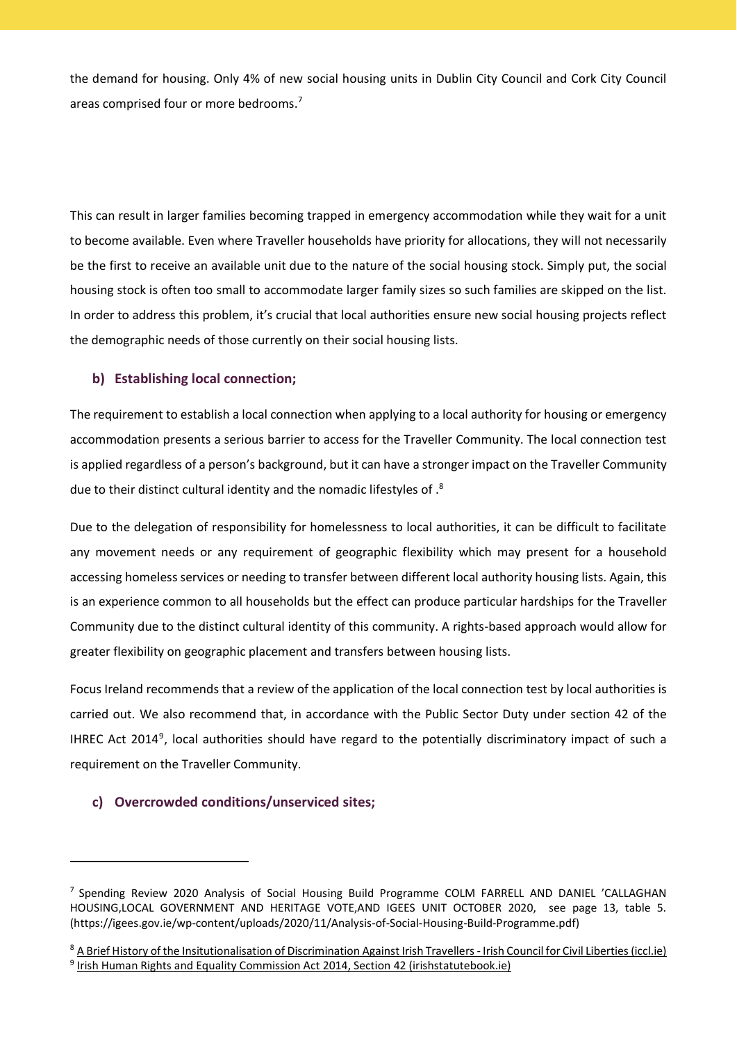the demand for housing. Only 4% of new social housing units in Dublin City Council and Cork City Council areas comprised four or more bedrooms.[7]

This can result in larger families becoming trapped in emergency accommodation while they wait for a unit to become available. Even where Traveller households have priority for allocations, they will not necessarily be the first to receive an available unit due to the nature of the social housing stock. Simply put, the social housing stock is often too small to accommodate larger family sizes so such families are skipped on the list. In order to address this problem, it's crucial that local authorities ensure new social housing projects reflect the demographic needs of those currently on their social housing lists.

### b) Establishing local connection;

The requirement to establish a local connection when applying to a local authority for housing or emergency accommodation presents a serious barrier to access for the Traveller Community. The local connection test is applied regardless of a person's background, but it can have a stronger impact on the Traveller Community due to their distinct cultural identity and the nomadic lifestyles of .[8]

Due to the delegation of responsibility for homelessness to local authorities, it can be difficult to facilitate any movement needs or any requirement of geographic flexibility which may present for a household accessing homeless services or needing to transfer between different local authority housing lists. Again, this is an experience common to all households but the effect can produce particular hardships for the Traveller Community due to the distinct cultural identity of this community. A rights-based approach would allow for greater flexibility on geographic placement and transfers between housing lists.

Focus Ireland recommends that a review of the application of the local connection test by local authorities is carried out. We also recommend that, in accordance with the Public Sector Duty under section 42 of the IHREC Act 2014[9], local authorities should have regard to the potentially discriminatory impact of such a requirement on the Traveller Community.

### c) Overcrowded conditions/unserviced sites;

---

[7] Spending Review 2020 Analysis of Social Housing Build Programme COLM FARRELL AND DANIEL 'CALLAGHAN HOUSING,LOCAL GOVERNMENT AND HERITAGE VOTE,AND IGEES UNIT OCTOBER 2020, see page 13, table 5. (https://igees.gov.ie/wp-content/uploads/2020/11/Analysis-of-Social-Housing-Build-Programme.pdf)

[8] A Brief History of the Insitutionalisation of Discrimination Against Irish Travellers - Irish Council for Civil Liberties (iccl.ie)

[9] Irish Human Rights and Equality Commission Act 2014, Section 42 (irishstatutebook.ie)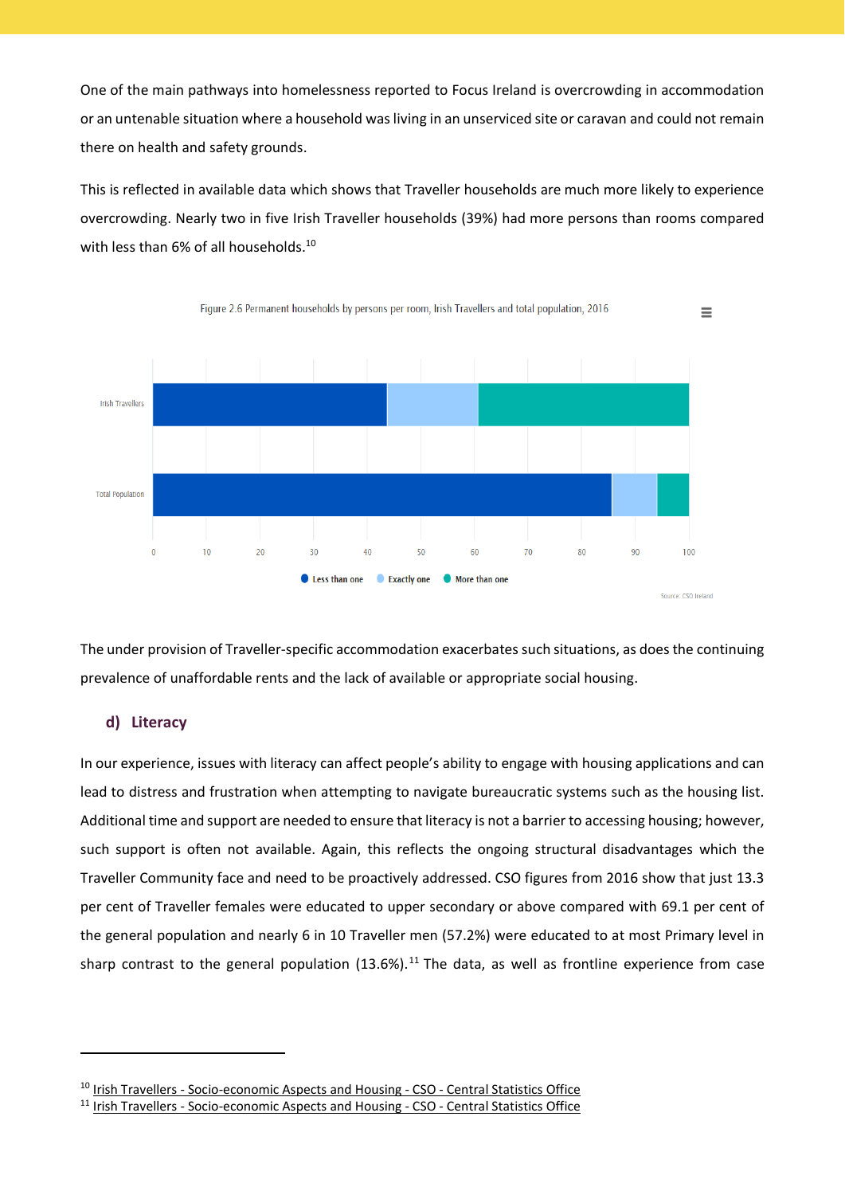One of the main pathways into homelessness reported to Focus Ireland is overcrowding in accommodation or an untenable situation where a household was living in an unserviced site or caravan and could not remain there on health and safety grounds.

This is reflected in available data which shows that Traveller households are much more likely to experience overcrowding. Nearly two in five Irish Traveller households (39%) had more persons than rooms compared with less than 6% of all households.[10]

Figure 2.6 Permanent households by persons per room, Irish Travellers and total population, 2016

Source: CSO Ireland

The under provision of Traveller-specific accommodation exacerbates such situations, as does the continuing prevalence of unaffordable rents and the lack of available or appropriate social housing.

### d) Literacy

In our experience, issues with literacy can affect people's ability to engage with housing applications and can lead to distress and frustration when attempting to navigate bureaucratic systems such as the housing list. Additional time and support are needed to ensure that literacy is not a barrier to accessing housing; however, such support is often not available. Again, this reflects the ongoing structural disadvantages which the Traveller Community face and need to be proactively addressed. CSO figures from 2016 show that just 13.3 per cent of Traveller females were educated to upper secondary or above compared with 69.1 per cent of the general population and nearly 6 in 10 Traveller men (57.2%) were educated to at most Primary level in sharp contrast to the general population (13.6%).[11] The data, as well as frontline experience from case

---

[10] Irish Travellers - Socio-economic Aspects and Housing - CSO - Central Statistics Office

[11] Irish Travellers - Socio-economic Aspects and Housing - CSO - Central Statistics Office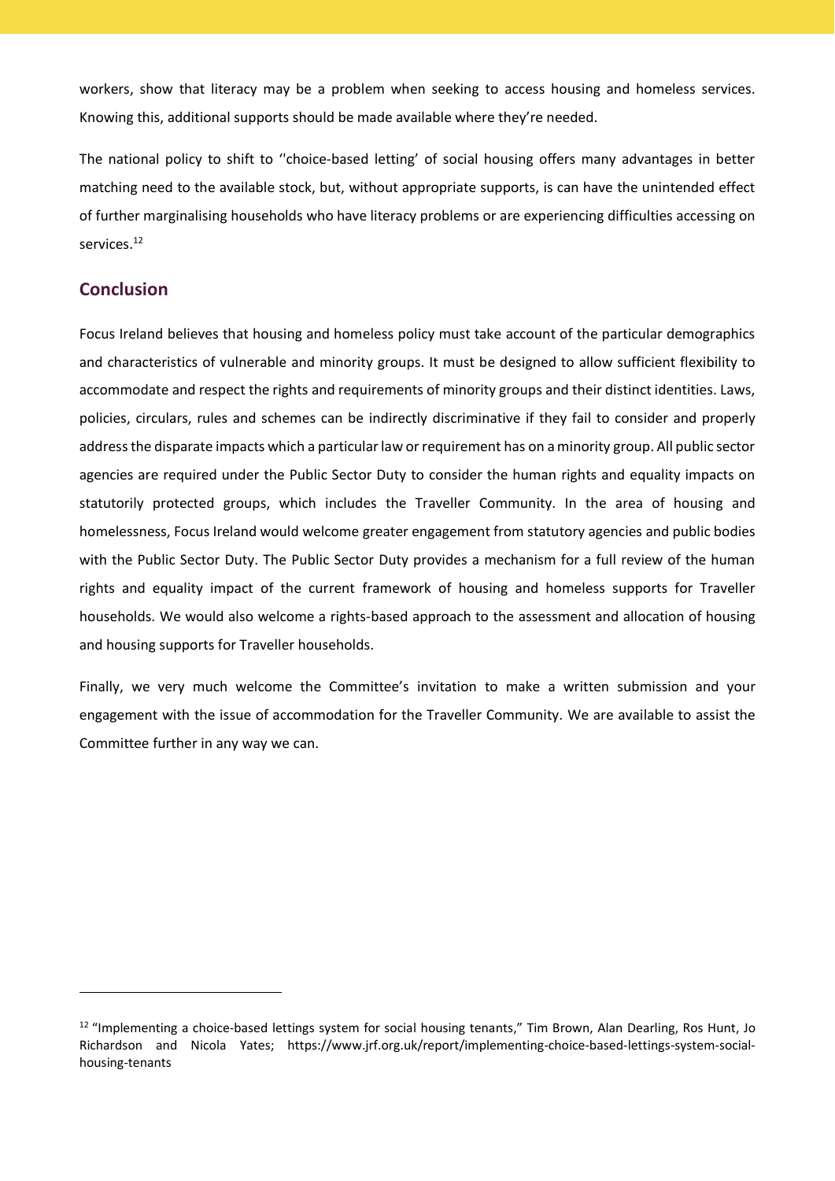workers, show that literacy may be a problem when seeking to access housing and homeless services. Knowing this, additional supports should be made available where they're needed.

The national policy to shift to ''choice-based letting' of social housing offers many advantages in better matching need to the available stock, but, without appropriate supports, is can have the unintended effect of further marginalising households who have literacy problems or are experiencing difficulties accessing on services.[12]

## Conclusion

Focus Ireland believes that housing and homeless policy must take account of the particular demographics and characteristics of vulnerable and minority groups. It must be designed to allow sufficient flexibility to accommodate and respect the rights and requirements of minority groups and their distinct identities. Laws, policies, circulars, rules and schemes can be indirectly discriminative if they fail to consider and properly address the disparate impacts which a particular law or requirement has on a minority group. All public sector agencies are required under the Public Sector Duty to consider the human rights and equality impacts on statutorily protected groups, which includes the Traveller Community. In the area of housing and homelessness, Focus Ireland would welcome greater engagement from statutory agencies and public bodies with the Public Sector Duty. The Public Sector Duty provides a mechanism for a full review of the human rights and equality impact of the current framework of housing and homeless supports for Traveller households. We would also welcome a rights-based approach to the assessment and allocation of housing and housing supports for Traveller households.

Finally, we very much welcome the Committee's invitation to make a written submission and your engagement with the issue of accommodation for the Traveller Community. We are available to assist the Committee further in any way we can.

---

[12] "Implementing a choice-based lettings system for social housing tenants," Tim Brown, Alan Dearling, Ros Hunt, Jo Richardson and Nicola Yates; https://www.jrf.org.uk/report/implementing-choice-based-lettings-system-social-housing-tenants